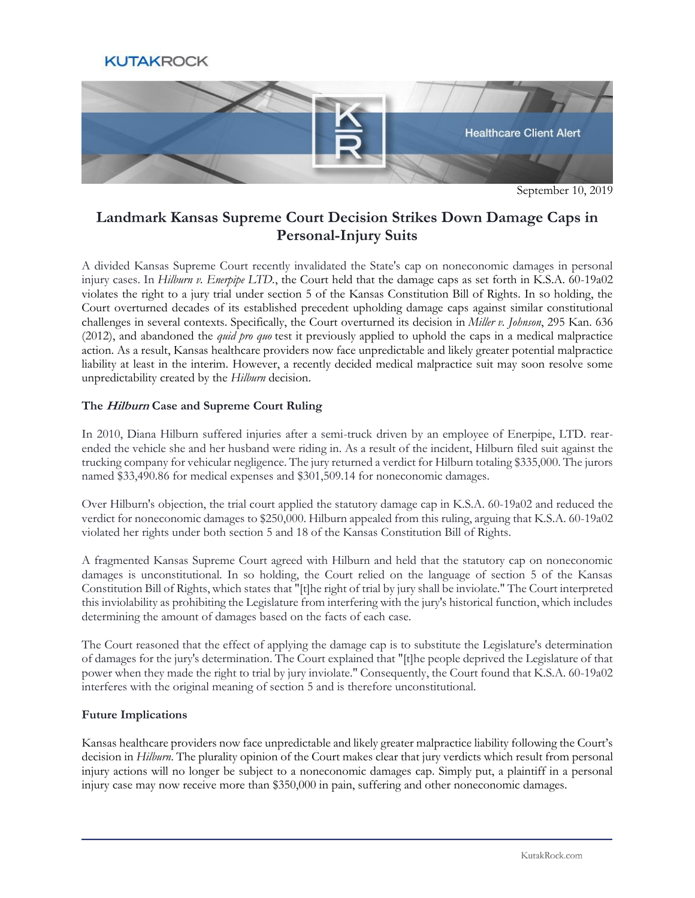KUTAKROCK

Healthcare Client Alert

September 10, 2019

# Landmark Kansas Supreme Court Decision Strikes Down Damage Caps in Personal-Injury Suits

A divided Kansas Supreme Court recently invalidated the State's cap on noneconomic damages in personal injury cases. In *Hilburn v. Enerpipe LTD.*, the Court held that the damage caps as set forth in K.S.A. 60-19a02 violates the right to a jury trial under section 5 of the Kansas Constitution Bill of Rights. In so holding, the Court overturned decades of its established precedent upholding damage caps against similar constitutional challenges in several contexts. Specifically, the Court overturned its decision in *Miller v. Johnson*, 295 Kan. 636 (2012), and abandoned the *quid pro quo* test it previously applied to uphold the caps in a medical malpractice action. As a result, Kansas healthcare providers now face unpredictable and likely greater potential malpractice liability at least in the interim. However, a recently decided medical malpractice suit may soon resolve some unpredictability created by the *Hilburn* decision.

**The *Hilburn* Case and Supreme Court Ruling**

In 2010, Diana Hilburn suffered injuries after a semi-truck driven by an employee of Enerpipe, LTD. rear-ended the vehicle she and her husband were riding in. As a result of the incident, Hilburn filed suit against the trucking company for vehicular negligence. The jury returned a verdict for Hilburn totaling $335,000. The jurors named $33,490.86 for medical expenses and $301,509.14 for noneconomic damages.

Over Hilburn's objection, the trial court applied the statutory damage cap in K.S.A. 60-19a02 and reduced the verdict for noneconomic damages to $250,000. Hilburn appealed from this ruling, arguing that K.S.A. 60-19a02 violated her rights under both section 5 and 18 of the Kansas Constitution Bill of Rights.

A fragmented Kansas Supreme Court agreed with Hilburn and held that the statutory cap on noneconomic damages is unconstitutional. In so holding, the Court relied on the language of section 5 of the Kansas Constitution Bill of Rights, which states that "[t]he right of trial by jury shall be inviolate." The Court interpreted this inviolability as prohibiting the Legislature from interfering with the jury's historical function, which includes determining the amount of damages based on the facts of each case.

The Court reasoned that the effect of applying the damage cap is to substitute the Legislature's determination of damages for the jury's determination. The Court explained that "[t]he people deprived the Legislature of that power when they made the right to trial by jury inviolate." Consequently, the Court found that K.S.A. 60-19a02 interferes with the original meaning of section 5 and is therefore unconstitutional.

**Future Implications**

Kansas healthcare providers now face unpredictable and likely greater malpractice liability following the Court's decision in *Hilburn*. The plurality opinion of the Court makes clear that jury verdicts which result from personal injury actions will no longer be subject to a noneconomic damages cap. Simply put, a plaintiff in a personal injury case may now receive more than $350,000 in pain, suffering and other noneconomic damages.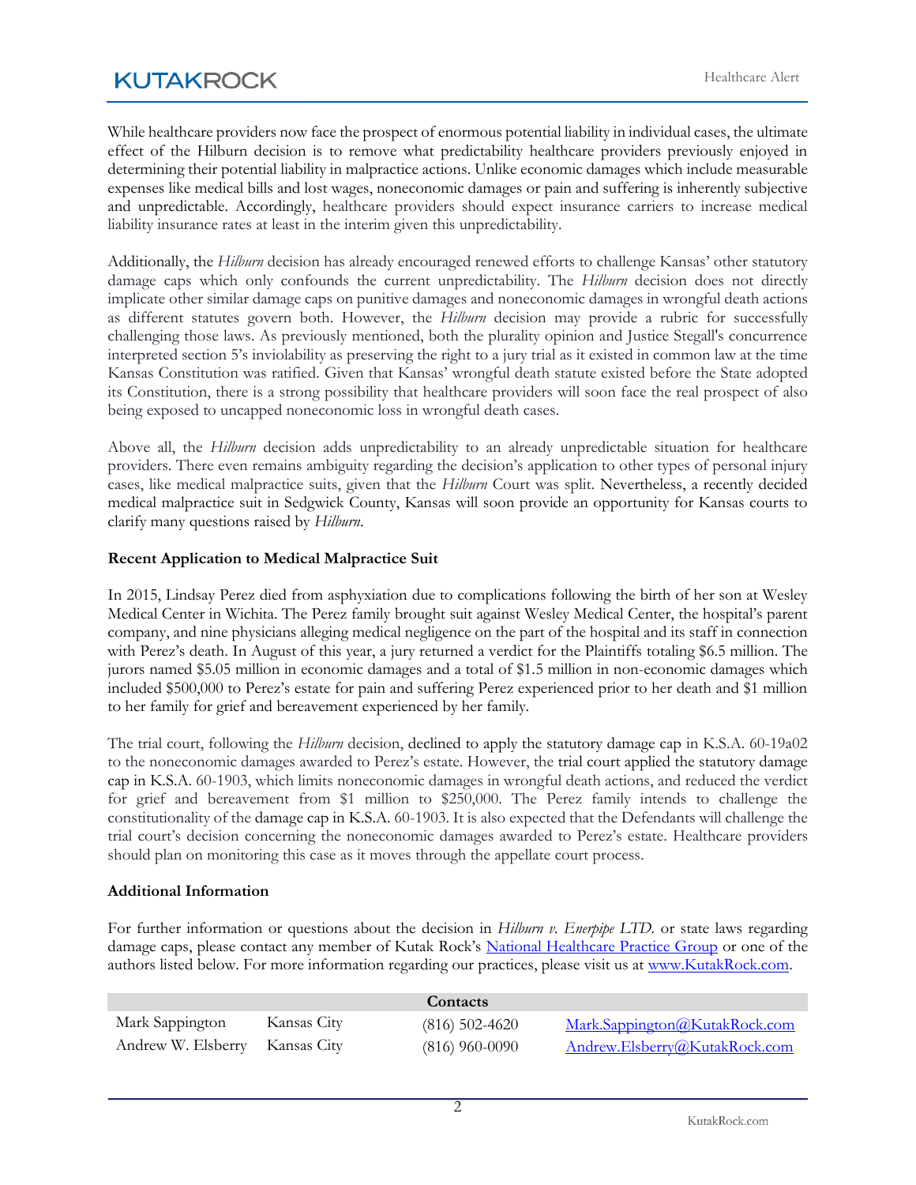While healthcare providers now face the prospect of enormous potential liability in individual cases, the ultimate effect of the Hilburn decision is to remove what predictability healthcare providers previously enjoyed in determining their potential liability in malpractice actions. Unlike economic damages which include measurable expenses like medical bills and lost wages, noneconomic damages or pain and suffering is inherently subjective and unpredictable. Accordingly, healthcare providers should expect insurance carriers to increase medical liability insurance rates at least in the interim given this unpredictability.

Additionally, the *Hilburn* decision has already encouraged renewed efforts to challenge Kansas' other statutory damage caps which only confounds the current unpredictability. The *Hilburn* decision does not directly implicate other similar damage caps on punitive damages and noneconomic damages in wrongful death actions as different statutes govern both. However, the *Hilburn* decision may provide a rubric for successfully challenging those laws. As previously mentioned, both the plurality opinion and Justice Stegall's concurrence interpreted section 5's inviolability as preserving the right to a jury trial as it existed in common law at the time Kansas Constitution was ratified. Given that Kansas' wrongful death statute existed before the State adopted its Constitution, there is a strong possibility that healthcare providers will soon face the real prospect of also being exposed to uncapped noneconomic loss in wrongful death cases.

Above all, the *Hilburn* decision adds unpredictability to an already unpredictable situation for healthcare providers. There even remains ambiguity regarding the decision's application to other types of personal injury cases, like medical malpractice suits, given that the *Hilburn* Court was split. Nevertheless, a recently decided medical malpractice suit in Sedgwick County, Kansas will soon provide an opportunity for Kansas courts to clarify many questions raised by *Hilburn*.

**Recent Application to Medical Malpractice Suit**

In 2015, Lindsay Perez died from asphyxiation due to complications following the birth of her son at Wesley Medical Center in Wichita. The Perez family brought suit against Wesley Medical Center, the hospital's parent company, and nine physicians alleging medical negligence on the part of the hospital and its staff in connection with Perez's death. In August of this year, a jury returned a verdict for the Plaintiffs totaling $6.5 million. The jurors named $5.05 million in economic damages and a total of $1.5 million in non-economic damages which included $500,000 to Perez's estate for pain and suffering Perez experienced prior to her death and $1 million to her family for grief and bereavement experienced by her family.

The trial court, following the *Hilburn* decision, declined to apply the statutory damage cap in K.S.A. 60-19a02 to the noneconomic damages awarded to Perez's estate. However, the trial court applied the statutory damage cap in K.S.A. 60-1903, which limits noneconomic damages in wrongful death actions, and reduced the verdict for grief and bereavement from $1 million to $250,000. The Perez family intends to challenge the constitutionality of the damage cap in K.S.A. 60-1903. It is also expected that the Defendants will challenge the trial court's decision concerning the noneconomic damages awarded to Perez's estate. Healthcare providers should plan on monitoring this case as it moves through the appellate court process.

**Additional Information**

For further information or questions about the decision in *Hilburn v. Enerpipe LTD.* or state laws regarding damage caps, please contact any member of Kutak Rock's National Healthcare Practice Group or one of the authors listed below. For more information regarding our practices, please visit us at www.KutakRock.com.

| Contacts | | | |
|---|---|---|---|
| Mark Sappington | Kansas City | (816) 502-4620 | Mark.Sappington@KutakRock.com |
| Andrew W. Elsberry | Kansas City | (816) 960-0090 | Andrew.Elsberry@KutakRock.com |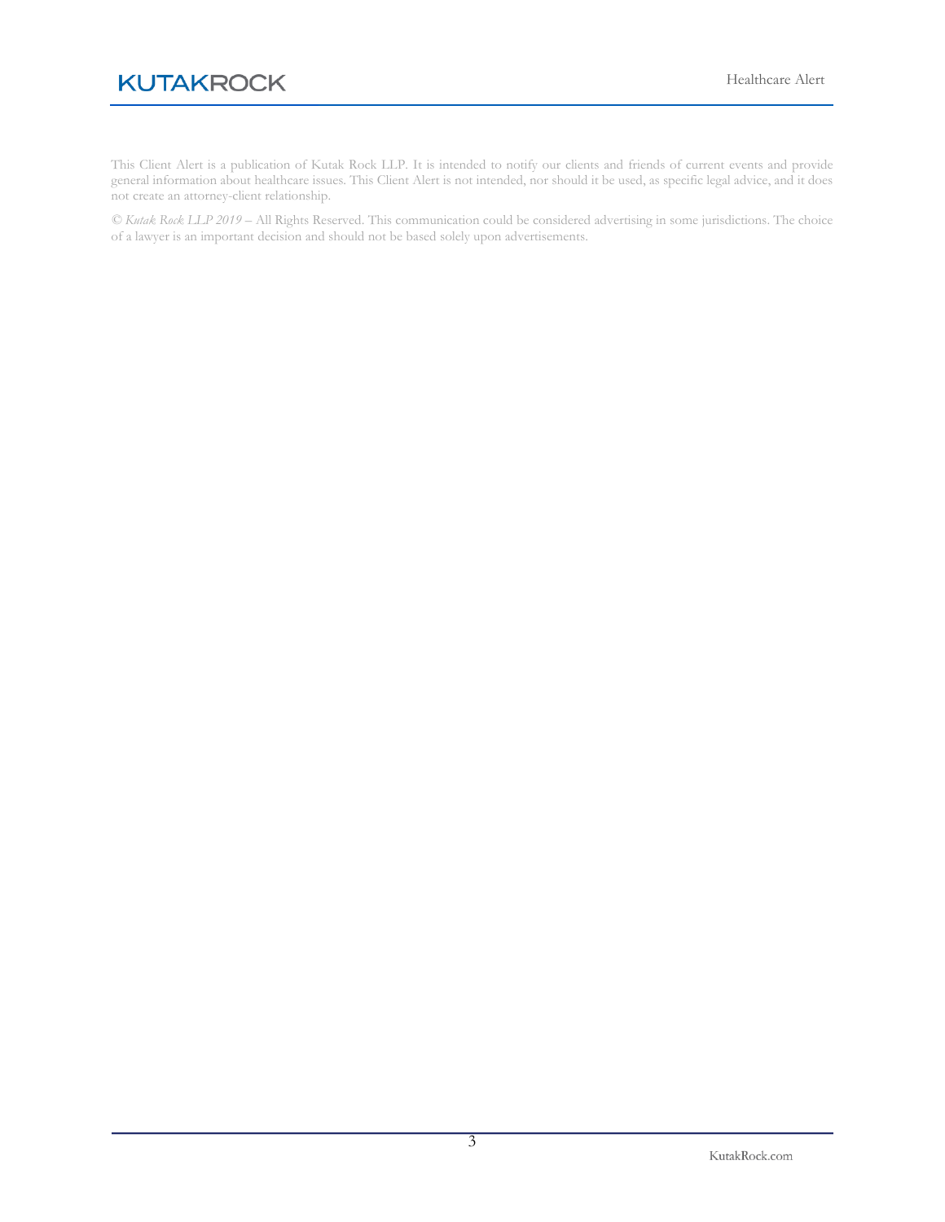This Client Alert is a publication of Kutak Rock LLP. It is intended to notify our clients and friends of current events and provide general information about healthcare issues. This Client Alert is not intended, nor should it be used, as specific legal advice, and it does not create an attorney-client relationship.

*© Kutak Rock LLP 2019* – All Rights Reserved. This communication could be considered advertising in some jurisdictions. The choice of a lawyer is an important decision and should not be based solely upon advertisements.